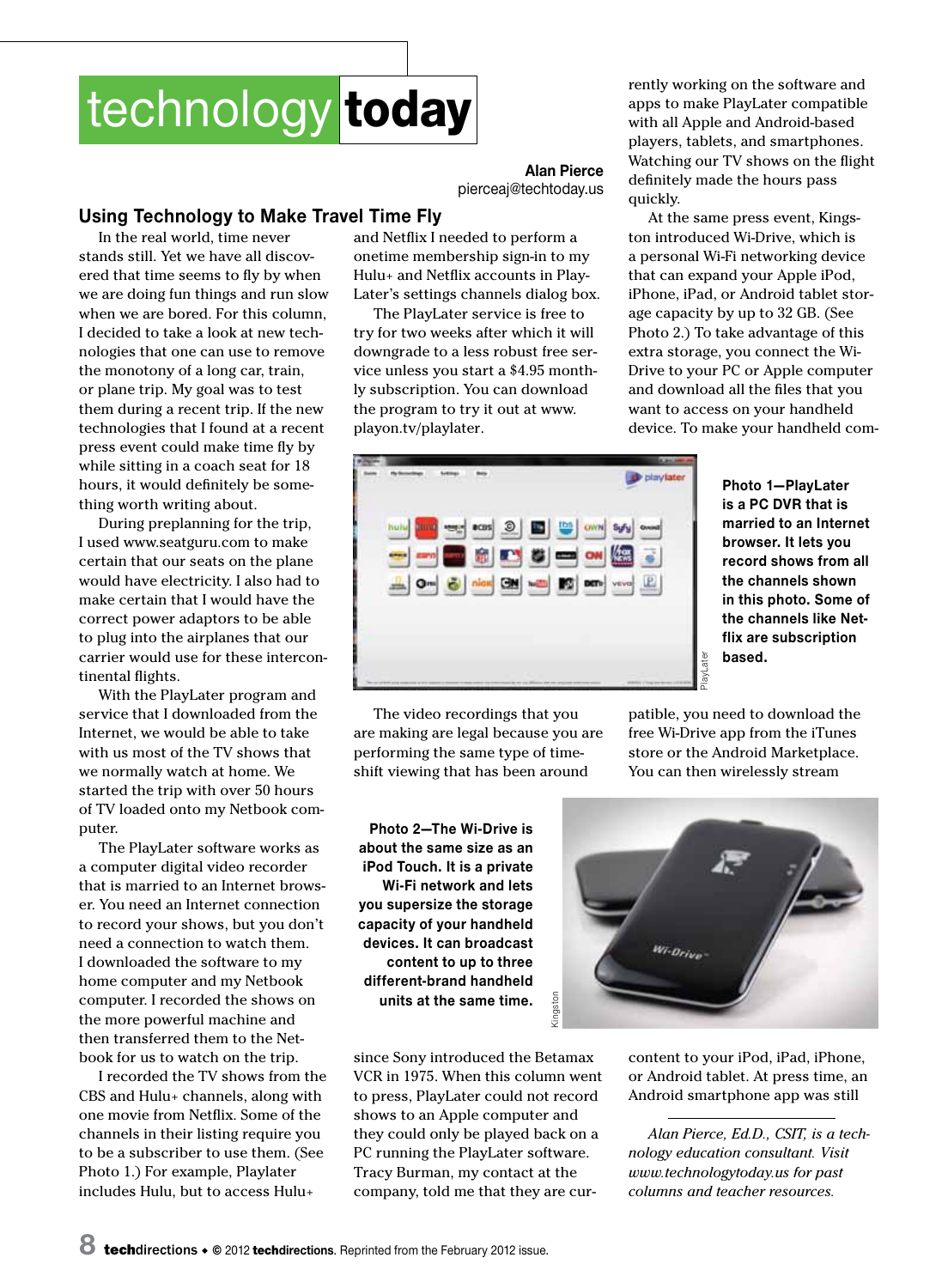# technology today

**Alan Pierce**
pierceaj@techtoday.us

## Using Technology to Make Travel Time Fly

In the real world, time never stands still. Yet we have all discovered that time seems to fly by when we are doing fun things and run slow when we are bored. For this column, I decided to take a look at new technologies that one can use to remove the monotony of a long car, train, or plane trip. My goal was to test them during a recent trip. If the new technologies that I found at a recent press event could make time fly by while sitting in a coach seat for 18 hours, it would definitely be something worth writing about.

During preplanning for the trip, I used www.seatguru.com to make certain that our seats on the plane would have electricity. I also had to make certain that I had the correct power adaptors to be able to plug into the airplanes that our carrier would use for these intercontinental flights.

With the PlayLater program and service that I downloaded from the Internet, we would be able to take with us most of the TV shows that we normally watch at home. We started the trip with over 50 hours of TV loaded onto my Netbook computer.

The PlayLater software works as a computer digital video recorder that is married to an Internet browser. You need an Internet connection to record your shows, but you don't need a connection to watch them. I downloaded the software to my home computer and my Netbook computer. I recorded the shows on the more powerful machine and then transferred them to the Netbook for us to watch on the trip.

I recorded the TV shows from the CBS and Hulu+ channels, along with one movie from Netflix. Some of the channels in their listing require you to be a subscriber to use them. (See Photo 1.) For example, Playlater includes Hulu, but to access Hulu+ and Netflix I needed to perform a onetime membership sign-in to my Hulu+ and Netflix accounts in PlayLater's settings channels dialog box.

The PlayLater service is free to try for two weeks after which it will downgrade to a less robust free service unless you start a $4.95 monthly subscription. You can download the program to try it out at www.playon.tv/playlater.

**Photo 1—PlayLater is a PC DVR that is married to an Internet browser. It lets you record shows from all the channels shown in this photo. Some of the channels like Netflix are subscription based.**

The video recordings that you are making are legal because you are performing the same type of time-shift viewing that has been around since Sony introduced the Betamax VCR in 1975. When this column went to press, PlayLater could not record shows to an Apple computer and they could only be played back on a PC running the PlayLater software. Tracy Burman, my contact at the company, told me that they are currently working on the software and apps to make PlayLater compatible with all Apple and Android-based players, tablets, and smartphones. Watching our TV shows on the flight definitely made the hours pass quickly.

At the same press event, Kingston introduced Wi-Drive, which is a personal Wi-Fi networking device that can expand your Apple iPod, iPhone, iPad, or Android tablet storage capacity by up to 32 GB. (See Photo 2.) To take advantage of this extra storage, you connect the Wi-Drive to your PC or Apple computer and download all the files that you want to access on your handheld device. To make your handheld compatible, you need to download the free Wi-Drive app from the iTunes store or the Android Marketplace. You can then wirelessly stream content to your iPod, iPad, iPhone, or Android tablet. At press time, an Android smartphone app was still

**Photo 2—The Wi-Drive is about the same size as an iPod Touch. It is a private Wi-Fi network and lets you supersize the storage capacity of your handheld devices. It can broadcast content to up to three different-brand handheld units at the same time.**

*Alan Pierce, Ed.D., CSIT, is a technology education consultant. Visit www.technologytoday.us for past columns and teacher resources.*

**tech**directions • © 2012 **techdirections**. Reprinted from the February 2012 issue.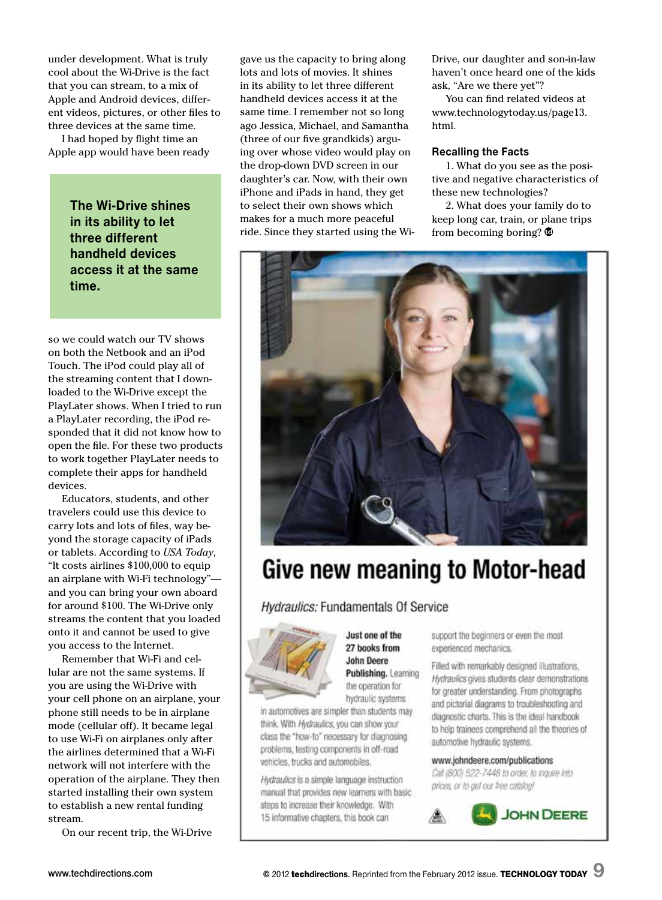under development. What is truly cool about the Wi-Drive is the fact that you can stream, to a mix of Apple and Android devices, different videos, pictures, or other files to three devices at the same time.

I had hoped by flight time an Apple app would have been ready

> **The Wi-Drive shines in its ability to let three different handheld devices access it at the same time.**

so we could watch our TV shows on both the Netbook and an iPod Touch. The iPod could play all of the streaming content that I downloaded to the Wi-Drive except the PlayLater shows. When I tried to run a PlayLater recording, the iPod responded that it did not know how to open the file. For these two products to work together PlayLater needs to complete their apps for handheld devices.

Educators, students, and other travelers could use this device to carry lots and lots of files, way beyond the storage capacity of iPads or tablets. According to *USA Today*, "It costs airlines $100,000 to equip an airplane with Wi-Fi technology"—and you can bring your own aboard for around $100. The Wi-Drive only streams the content that you loaded onto it and cannot be used to give you access to the Internet.

Remember that Wi-Fi and cellular are not the same systems. If you are using the Wi-Drive with your cell phone on an airplane, your phone still needs to be in airplane mode (cellular off). It became legal to use Wi-Fi on airplanes only after the airlines determined that a Wi-Fi network will not interfere with the operation of the airplane. They then started installing their own system to establish a new rental funding stream.

On our recent trip, the Wi-Drive gave us the capacity to bring along lots and lots of movies. It shines in its ability to let three different handheld devices access it at the same time. I remember not so long ago Jessica, Michael, and Samantha (three of our five grandkids) arguing over whose video would play on the drop-down DVD screen in our daughter's car. Now, with their own iPhone and iPads in hand, they get to select their own shows which makes for a much more peaceful ride. Since they started using the Wi-Drive, our daughter and son-in-law haven't once heard one of the kids ask, "Are we there yet"?

You can find related videos at www.technologytoday.us/page13.html.

### Recalling the Facts

1. What do you see as the positive and negative characteristics of these new technologies?

2. What does your family do to keep long car, train, or plane trips from becoming boring?

# Give new meaning to Motor-head

*Hydraulics:* Fundamentals Of Service

**Just one of the 27 books from John Deere Publishing.** Learning the operation for hydraulic systems in automotives are simpler than students may think. With *Hydraulics*, you can show your class the "how-to" necessary for diagnosing problems, testing components in off-road vehicles, trucks and automobiles.

*Hydraulics* is a simple language instruction manual that provides new learners with basic steps to increase their knowledge. With 15 informative chapters, this book can support the beginners or even the most experienced mechanics.

Filled with remarkably designed illustrations, *Hydraulics* gives students clear demonstrations for greater understanding. From photographs and pictorial diagrams to troubleshooting and diagnostic charts. This is the ideal handbook to help trainees comprehend all the theories of automotive hydraulic systems.

www.johndeere.com/publications

*Call (800) 522-7448 to order, to inquire into prices, or to get our free catalog!*

JOHN DEERE

© 2012 **techdirections**. Reprinted from the February 2012 issue. **TECHNOLOGY TODAY**